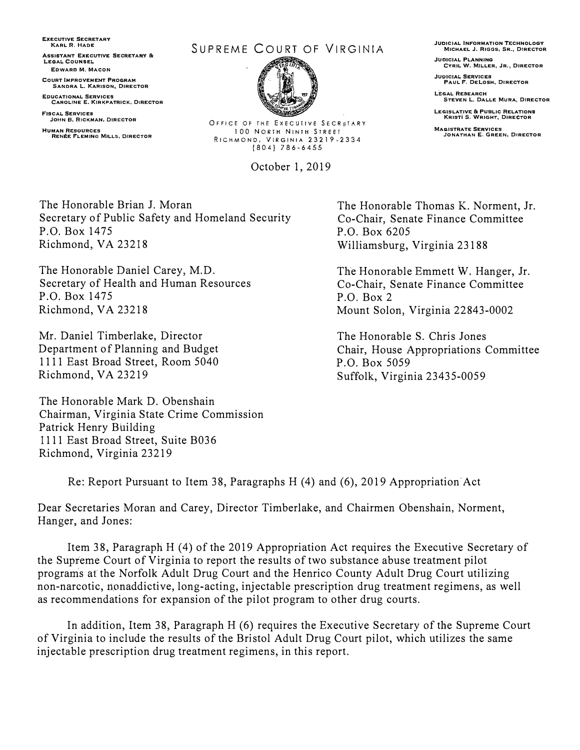**EXECUTIVE SECRETARY**
KARL R. HADE

**ASSISTANT EXECUTIVE SECRETARY & LEGAL COUNSEL**
EDWARD M. MACON

**COURT IMPROVEMENT PROGRAM**
SANDRA L. KARISON, DIRECTOR

**EDUCATIONAL SERVICES**
CAROLINE E. KIRKPATRICK, DIRECTOR

**FISCAL SERVICES**
JOHN B. RICKMAN, DIRECTOR

**HUMAN RESOURCES**
RENÉE FLEMING MILLS, DIRECTOR

# SUPREME COURT OF VIRGINIA

OFFICE OF THE EXECUTIVE SECRETARY
100 NORTH NINTH STREET
RICHMOND, VIRGINIA 23219-2334
(804) 786-6455

**JUDICIAL INFORMATION TECHNOLOGY**
MICHAEL J. RIGGS, SR., DIRECTOR

**JUDICIAL PLANNING**
CYRIL W. MILLER, JR., DIRECTOR

**JUDICIAL SERVICES**
PAUL F. DELOSH, DIRECTOR

**LEGAL RESEARCH**
STEVEN L. DALLE MURA, DIRECTOR

**LEGISLATIVE & PUBLIC RELATIONS**
KRISTI S. WRIGHT, DIRECTOR

**MAGISTRATE SERVICES**
JONATHAN E. GREEN, DIRECTOR

October 1, 2019

The Honorable Brian J. Moran
Secretary of Public Safety and Homeland Security
P.O. Box 1475
Richmond, VA 23218

The Honorable Daniel Carey, M.D.
Secretary of Health and Human Resources
P.O. Box 1475
Richmond, VA 23218

Mr. Daniel Timberlake, Director
Department of Planning and Budget
1111 East Broad Street, Room 5040
Richmond, VA 23219

The Honorable Mark D. Obenshain
Chairman, Virginia State Crime Commission
Patrick Henry Building
1111 East Broad Street, Suite B036
Richmond, Virginia 23219

The Honorable Thomas K. Norment, Jr.
Co-Chair, Senate Finance Committee
P.O. Box 6205
Williamsburg, Virginia 23188

The Honorable Emmett W. Hanger, Jr.
Co-Chair, Senate Finance Committee
P.O. Box 2
Mount Solon, Virginia 22843-0002

The Honorable S. Chris Jones
Chair, House Appropriations Committee
P.O. Box 5059
Suffolk, Virginia 23435-0059

Re: Report Pursuant to Item 38, Paragraphs H (4) and (6), 2019 Appropriation Act

Dear Secretaries Moran and Carey, Director Timberlake, and Chairmen Obenshain, Norment, Hanger, and Jones:

Item 38, Paragraph H (4) of the 2019 Appropriation Act requires the Executive Secretary of the Supreme Court of Virginia to report the results of two substance abuse treatment pilot programs at the Norfolk Adult Drug Court and the Henrico County Adult Drug Court utilizing non-narcotic, nonaddictive, long-acting, injectable prescription drug treatment regimens, as well as recommendations for expansion of the pilot program to other drug courts.

In addition, Item 38, Paragraph H (6) requires the Executive Secretary of the Supreme Court of Virginia to include the results of the Bristol Adult Drug Court pilot, which utilizes the same injectable prescription drug treatment regimens, in this report.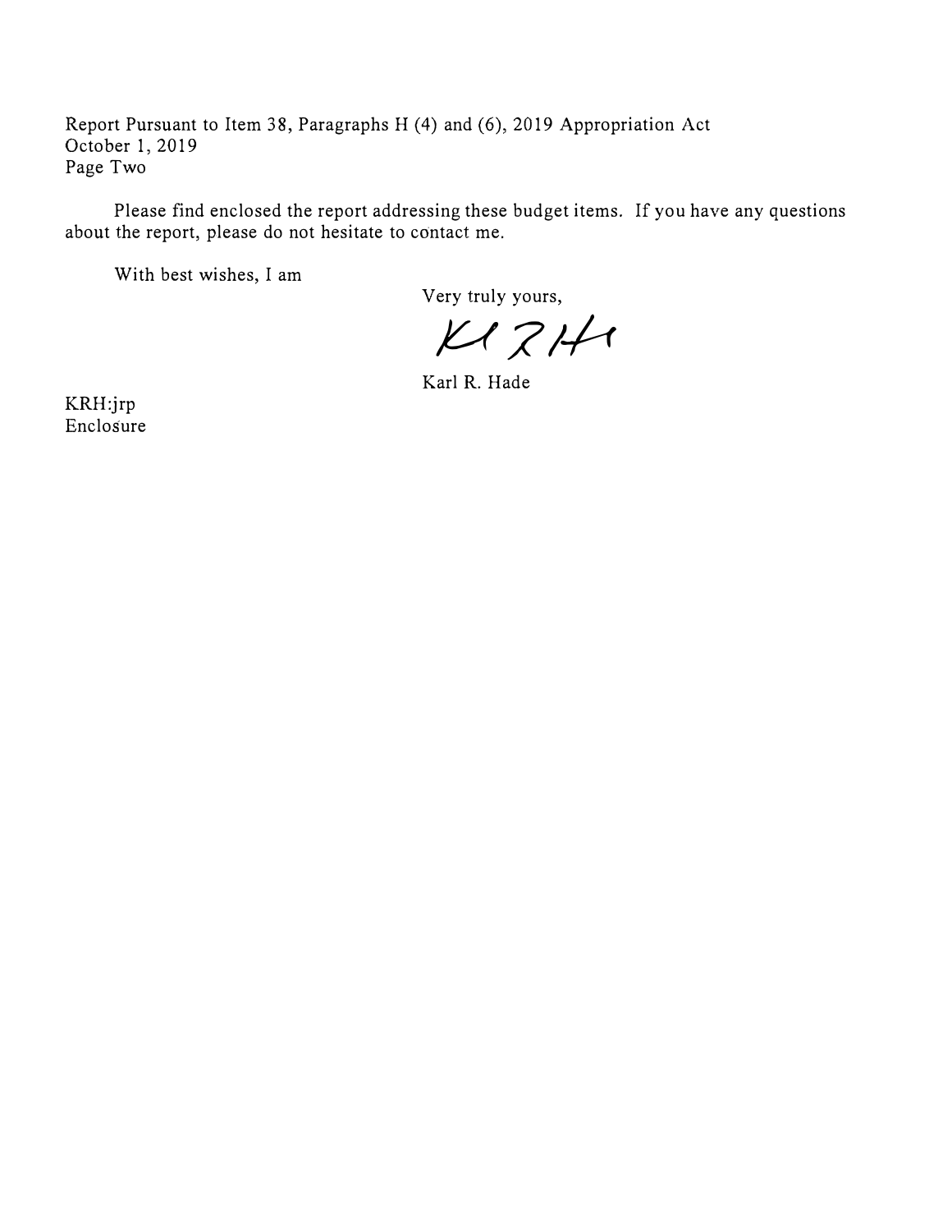Please find enclosed the report addressing these budget items. If you have any questions about the report, please do not hesitate to contact me.

With best wishes, I am

Very truly yours,

Karl R. Hade

KRH:jrp
Enclosure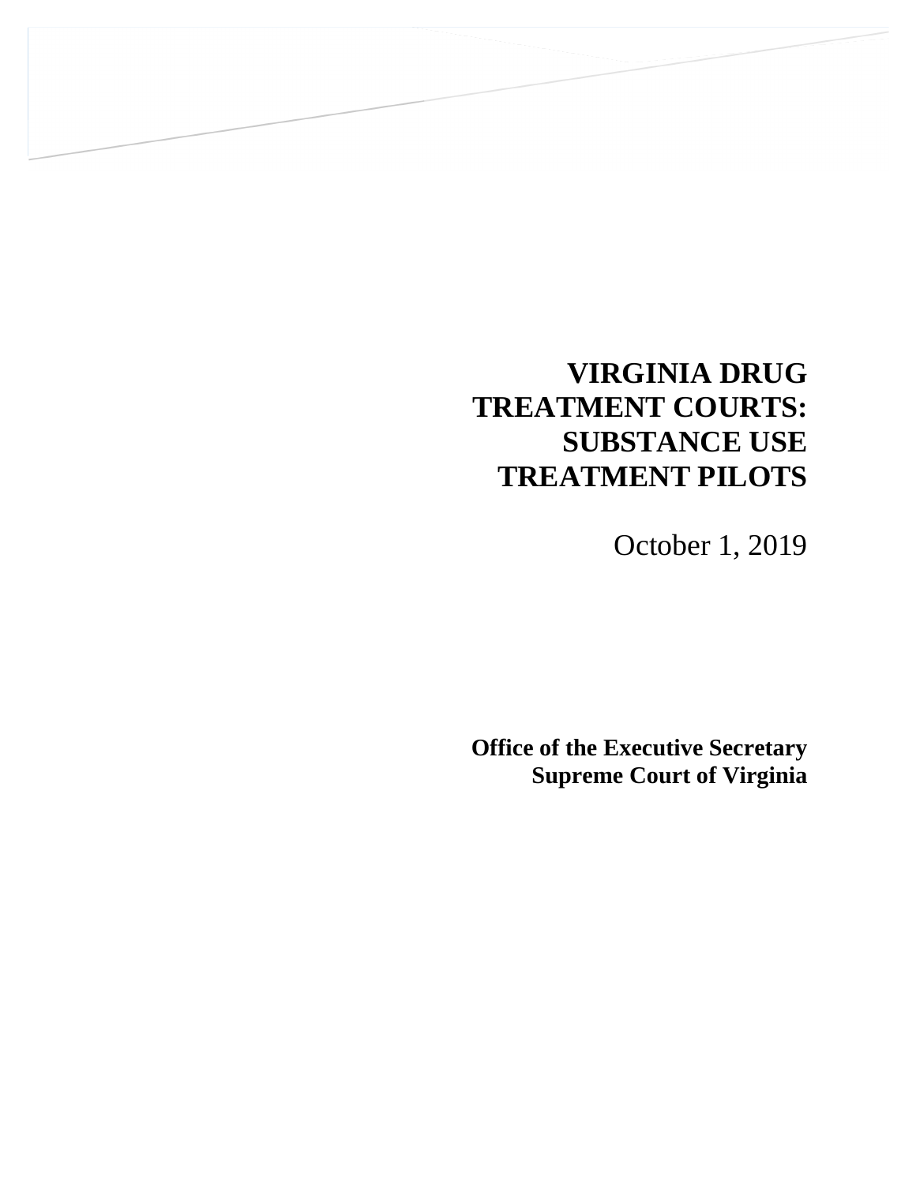# VIRGINIA DRUG TREATMENT COURTS: SUBSTANCE USE TREATMENT PILOTS

October 1, 2019

**Office of the Executive Secretary**
**Supreme Court of Virginia**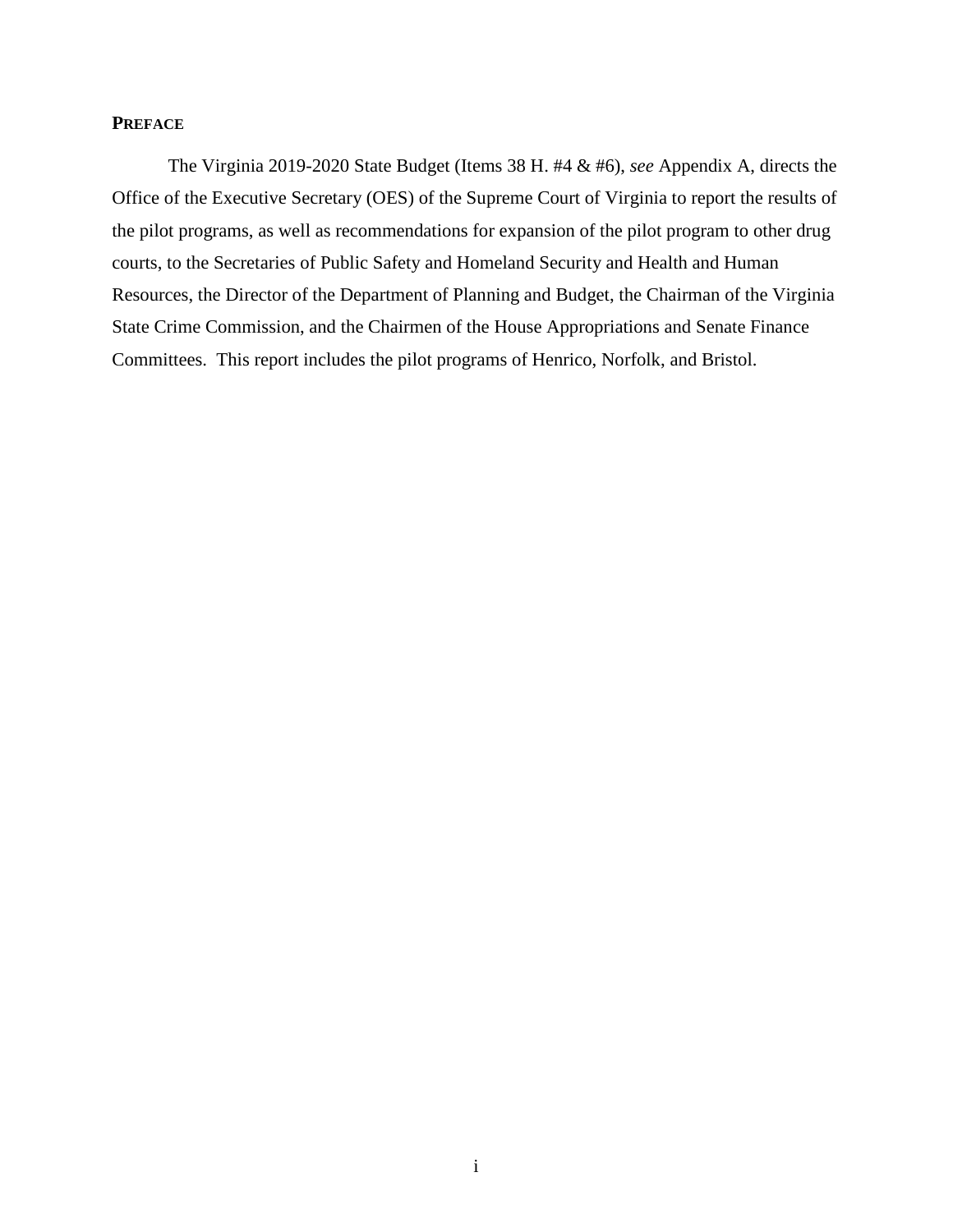## PREFACE

The Virginia 2019-2020 State Budget (Items 38 H. #4 & #6), *see* Appendix A, directs the Office of the Executive Secretary (OES) of the Supreme Court of Virginia to report the results of the pilot programs, as well as recommendations for expansion of the pilot program to other drug courts, to the Secretaries of Public Safety and Homeland Security and Health and Human Resources, the Director of the Department of Planning and Budget, the Chairman of the Virginia State Crime Commission, and the Chairmen of the House Appropriations and Senate Finance Committees. This report includes the pilot programs of Henrico, Norfolk, and Bristol.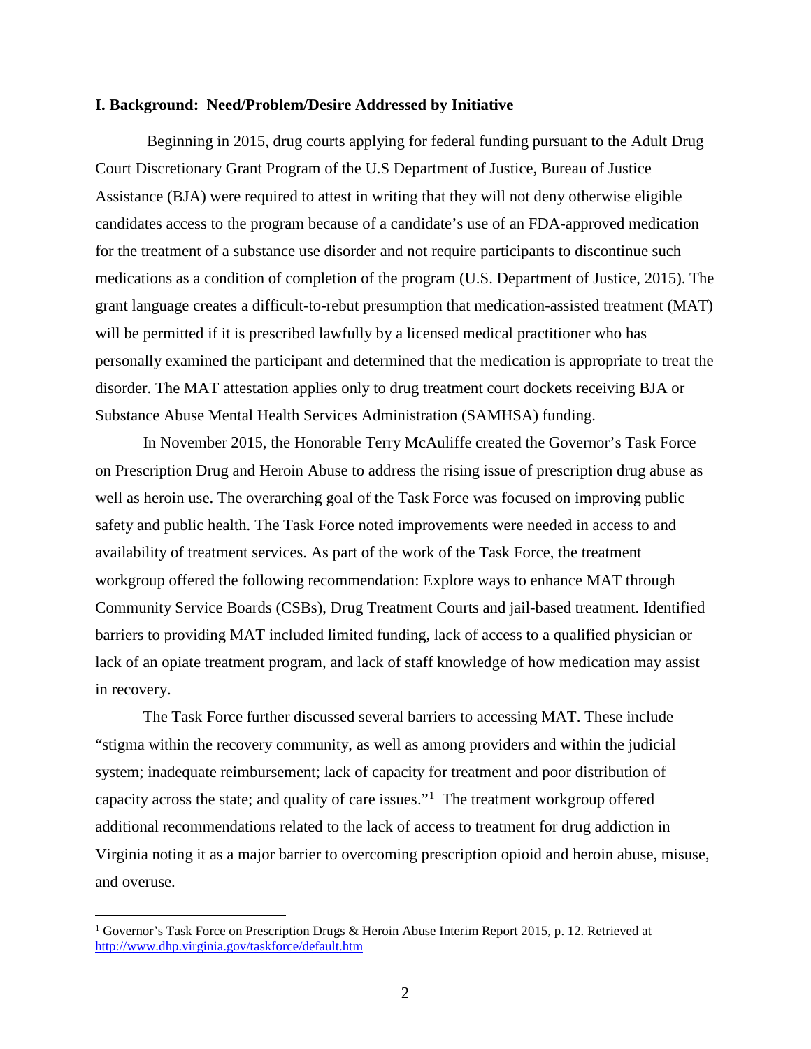### I. Background: Need/Problem/Desire Addressed by Initiative

Beginning in 2015, drug courts applying for federal funding pursuant to the Adult Drug Court Discretionary Grant Program of the U.S Department of Justice, Bureau of Justice Assistance (BJA) were required to attest in writing that they will not deny otherwise eligible candidates access to the program because of a candidate's use of an FDA-approved medication for the treatment of a substance use disorder and not require participants to discontinue such medications as a condition of completion of the program (U.S. Department of Justice, 2015). The grant language creates a difficult-to-rebut presumption that medication-assisted treatment (MAT) will be permitted if it is prescribed lawfully by a licensed medical practitioner who has personally examined the participant and determined that the medication is appropriate to treat the disorder. The MAT attestation applies only to drug treatment court dockets receiving BJA or Substance Abuse Mental Health Services Administration (SAMHSA) funding.

In November 2015, the Honorable Terry McAuliffe created the Governor's Task Force on Prescription Drug and Heroin Abuse to address the rising issue of prescription drug abuse as well as heroin use. The overarching goal of the Task Force was focused on improving public safety and public health. The Task Force noted improvements were needed in access to and availability of treatment services. As part of the work of the Task Force, the treatment workgroup offered the following recommendation: Explore ways to enhance MAT through Community Service Boards (CSBs), Drug Treatment Courts and jail-based treatment. Identified barriers to providing MAT included limited funding, lack of access to a qualified physician or lack of an opiate treatment program, and lack of staff knowledge of how medication may assist in recovery.

The Task Force further discussed several barriers to accessing MAT. These include "stigma within the recovery community, as well as among providers and within the judicial system; inadequate reimbursement; lack of capacity for treatment and poor distribution of capacity across the state; and quality of care issues."[1] The treatment workgroup offered additional recommendations related to the lack of access to treatment for drug addiction in Virginia noting it as a major barrier to overcoming prescription opioid and heroin abuse, misuse, and overuse.

[1] Governor's Task Force on Prescription Drugs & Heroin Abuse Interim Report 2015, p. 12. Retrieved at http://www.dhp.virginia.gov/taskforce/default.htm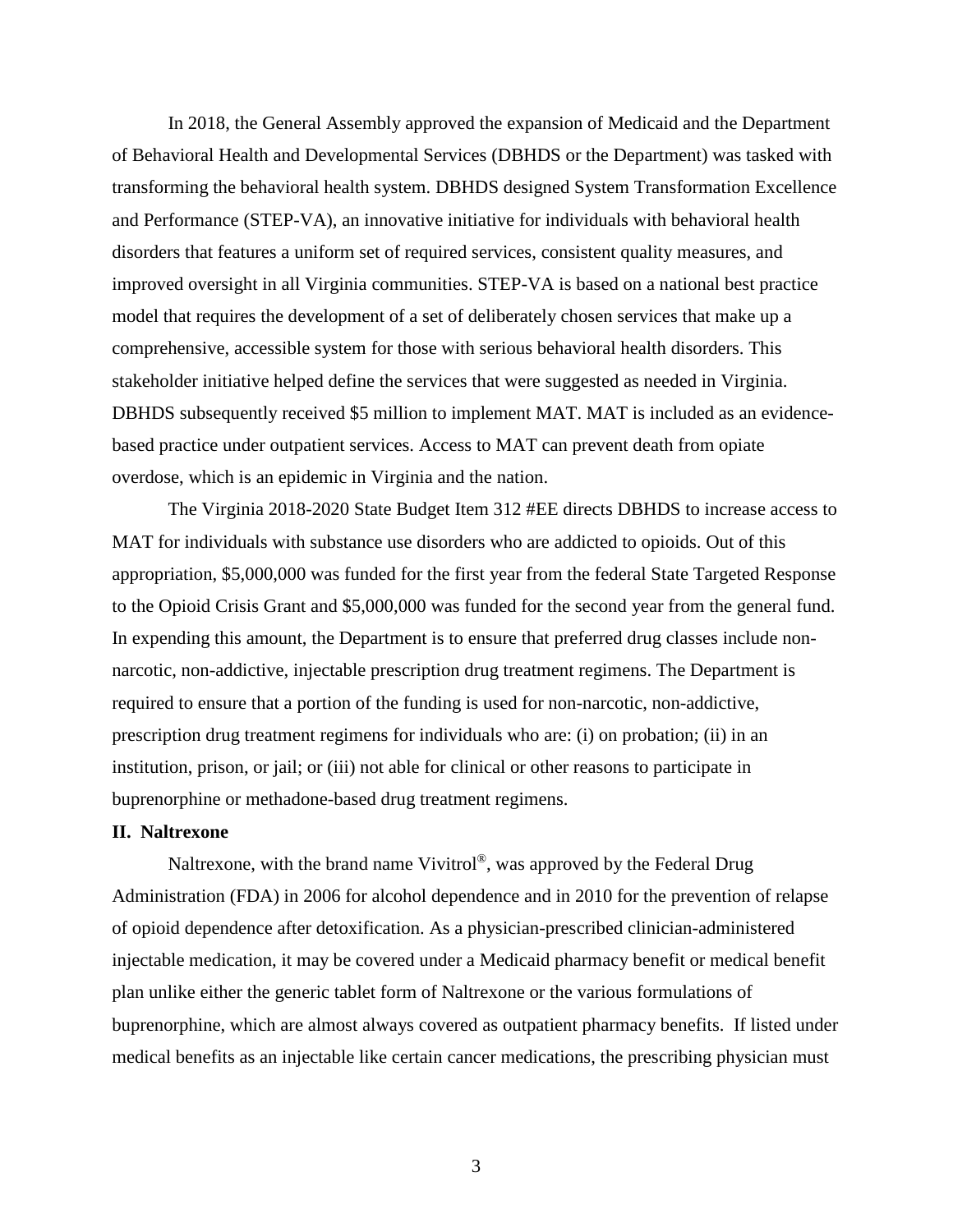In 2018, the General Assembly approved the expansion of Medicaid and the Department of Behavioral Health and Developmental Services (DBHDS or the Department) was tasked with transforming the behavioral health system. DBHDS designed System Transformation Excellence and Performance (STEP-VA), an innovative initiative for individuals with behavioral health disorders that features a uniform set of required services, consistent quality measures, and improved oversight in all Virginia communities. STEP-VA is based on a national best practice model that requires the development of a set of deliberately chosen services that make up a comprehensive, accessible system for those with serious behavioral health disorders. This stakeholder initiative helped define the services that were suggested as needed in Virginia. DBHDS subsequently received $5 million to implement MAT. MAT is included as an evidence-based practice under outpatient services. Access to MAT can prevent death from opiate overdose, which is an epidemic in Virginia and the nation.

The Virginia 2018-2020 State Budget Item 312 #EE directs DBHDS to increase access to MAT for individuals with substance use disorders who are addicted to opioids. Out of this appropriation, $5,000,000 was funded for the first year from the federal State Targeted Response to the Opioid Crisis Grant and $5,000,000 was funded for the second year from the general fund. In expending this amount, the Department is to ensure that preferred drug classes include non-narcotic, non-addictive, injectable prescription drug treatment regimens. The Department is required to ensure that a portion of the funding is used for non-narcotic, non-addictive, prescription drug treatment regimens for individuals who are: (i) on probation; (ii) in an institution, prison, or jail; or (iii) not able for clinical or other reasons to participate in buprenorphine or methadone-based drug treatment regimens.

## II. Naltrexone

Naltrexone, with the brand name Vivitrol®, was approved by the Federal Drug Administration (FDA) in 2006 for alcohol dependence and in 2010 for the prevention of relapse of opioid dependence after detoxification. As a physician-prescribed clinician-administered injectable medication, it may be covered under a Medicaid pharmacy benefit or medical benefit plan unlike either the generic tablet form of Naltrexone or the various formulations of buprenorphine, which are almost always covered as outpatient pharmacy benefits. If listed under medical benefits as an injectable like certain cancer medications, the prescribing physician must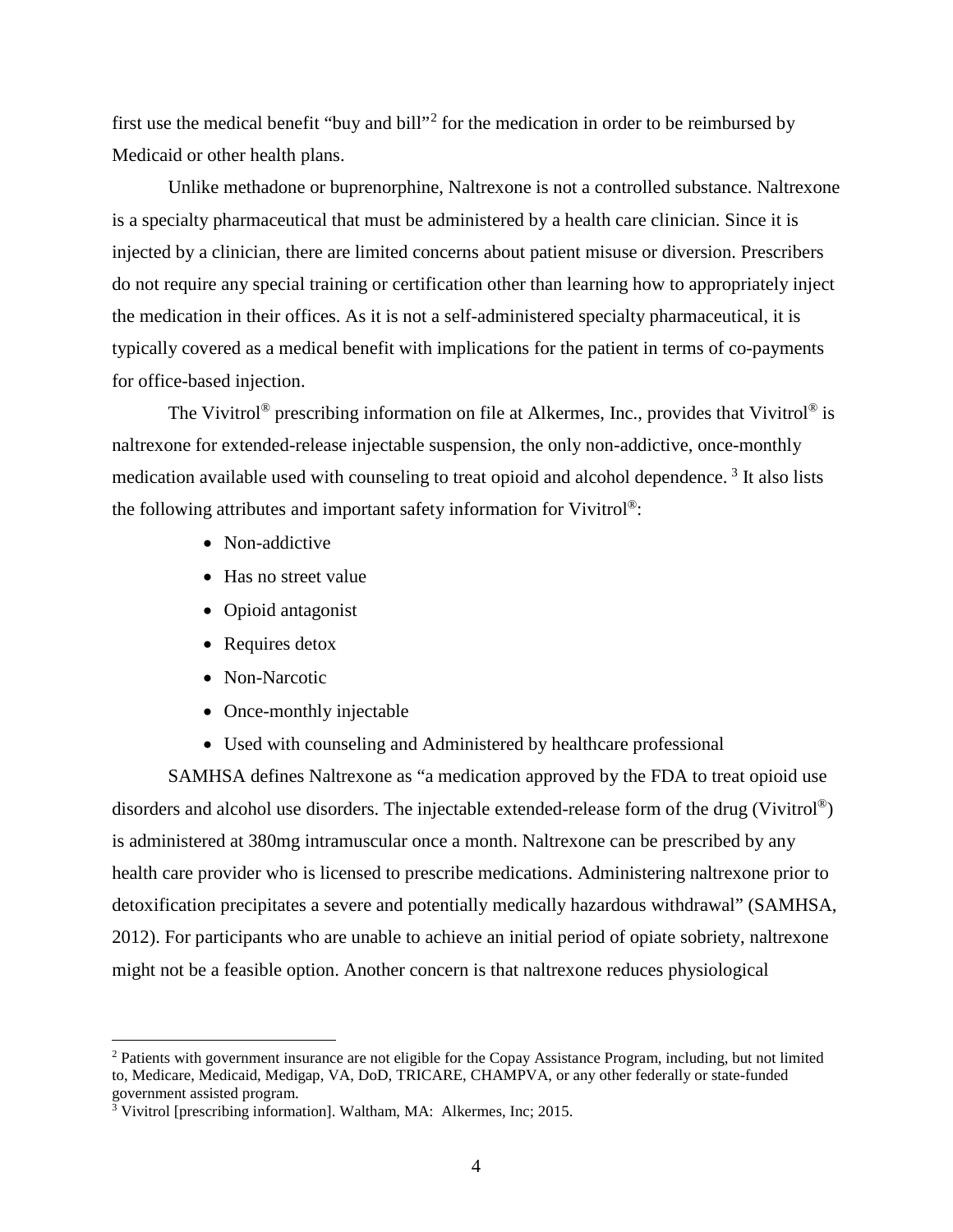first use the medical benefit "buy and bill"[2] for the medication in order to be reimbursed by Medicaid or other health plans.

Unlike methadone or buprenorphine, Naltrexone is not a controlled substance. Naltrexone is a specialty pharmaceutical that must be administered by a health care clinician. Since it is injected by a clinician, there are limited concerns about patient misuse or diversion. Prescribers do not require any special training or certification other than learning how to appropriately inject the medication in their offices. As it is not a self-administered specialty pharmaceutical, it is typically covered as a medical benefit with implications for the patient in terms of co-payments for office-based injection.

The Vivitrol® prescribing information on file at Alkermes, Inc., provides that Vivitrol® is naltrexone for extended-release injectable suspension, the only non-addictive, once-monthly medication available used with counseling to treat opioid and alcohol dependence. [3] It also lists the following attributes and important safety information for Vivitrol®:

- Non-addictive
- Has no street value
- Opioid antagonist
- Requires detox
- Non-Narcotic
- Once-monthly injectable
- Used with counseling and Administered by healthcare professional

SAMHSA defines Naltrexone as "a medication approved by the FDA to treat opioid use disorders and alcohol use disorders. The injectable extended-release form of the drug (Vivitrol®) is administered at 380mg intramuscular once a month. Naltrexone can be prescribed by any health care provider who is licensed to prescribe medications. Administering naltrexone prior to detoxification precipitates a severe and potentially medically hazardous withdrawal" (SAMHSA, 2012). For participants who are unable to achieve an initial period of opiate sobriety, naltrexone might not be a feasible option. Another concern is that naltrexone reduces physiological

[2] Patients with government insurance are not eligible for the Copay Assistance Program, including, but not limited to, Medicare, Medicaid, Medigap, VA, DoD, TRICARE, CHAMPVA, or any other federally or state-funded government assisted program.

[3] Vivitrol [prescribing information]. Waltham, MA: Alkermes, Inc; 2015.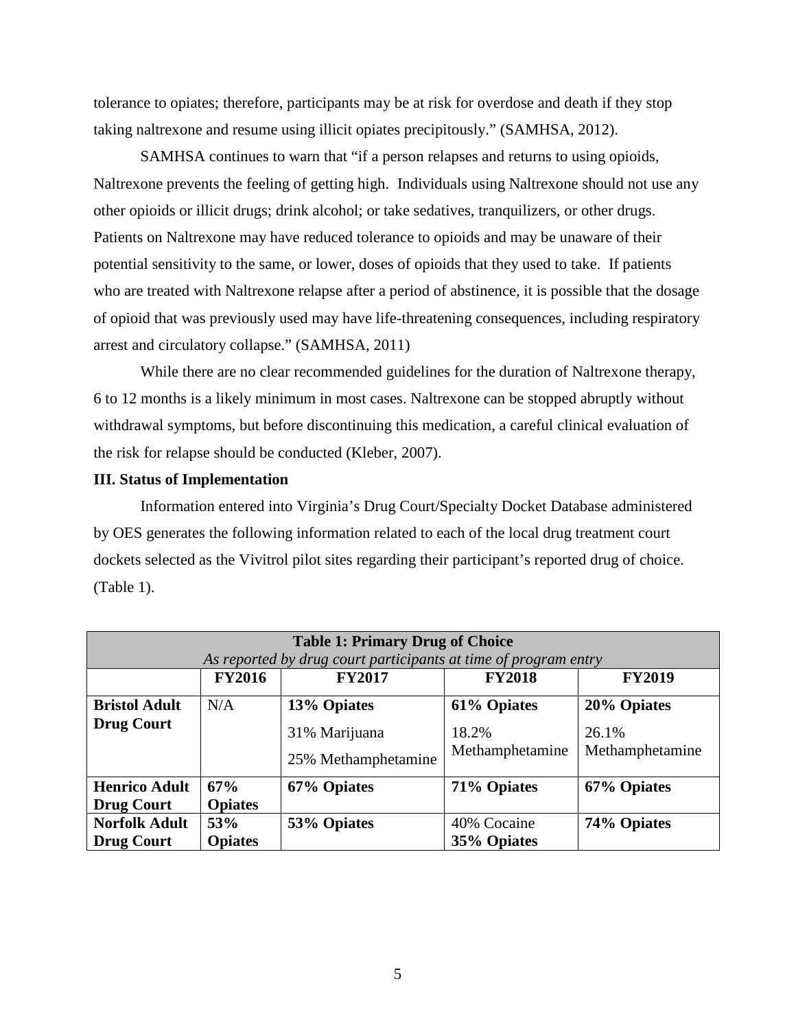tolerance to opiates; therefore, participants may be at risk for overdose and death if they stop taking naltrexone and resume using illicit opiates precipitously." (SAMHSA, 2012).

SAMHSA continues to warn that "if a person relapses and returns to using opioids, Naltrexone prevents the feeling of getting high. Individuals using Naltrexone should not use any other opioids or illicit drugs; drink alcohol; or take sedatives, tranquilizers, or other drugs. Patients on Naltrexone may have reduced tolerance to opioids and may be unaware of their potential sensitivity to the same, or lower, doses of opioids that they used to take. If patients who are treated with Naltrexone relapse after a period of abstinence, it is possible that the dosage of opioid that was previously used may have life-threatening consequences, including respiratory arrest and circulatory collapse." (SAMHSA, 2011)

While there are no clear recommended guidelines for the duration of Naltrexone therapy, 6 to 12 months is a likely minimum in most cases. Naltrexone can be stopped abruptly without withdrawal symptoms, but before discontinuing this medication, a careful clinical evaluation of the risk for relapse should be conducted (Kleber, 2007).

### III. Status of Implementation

Information entered into Virginia's Drug Court/Specialty Docket Database administered by OES generates the following information related to each of the local drug treatment court dockets selected as the Vivitrol pilot sites regarding their participant's reported drug of choice. (Table 1).

**Table 1: Primary Drug of Choice**
*As reported by drug court participants at time of program entry*

| | FY2016 | FY2017 | FY2018 | FY2019 |
|---|---|---|---|---|
| **Bristol Adult Drug Court** | N/A | **13% Opiates**<br>31% Marijuana<br>25% Methamphetamine | **61% Opiates**<br>18.2% Methamphetamine | **20% Opiates**<br>26.1% Methamphetamine |
| **Henrico Adult Drug Court** | **67% Opiates** | **67% Opiates** | **71% Opiates** | **67% Opiates** |
| **Norfolk Adult Drug Court** | **53% Opiates** | **53% Opiates** | 40% Cocaine<br>**35% Opiates** | **74% Opiates** |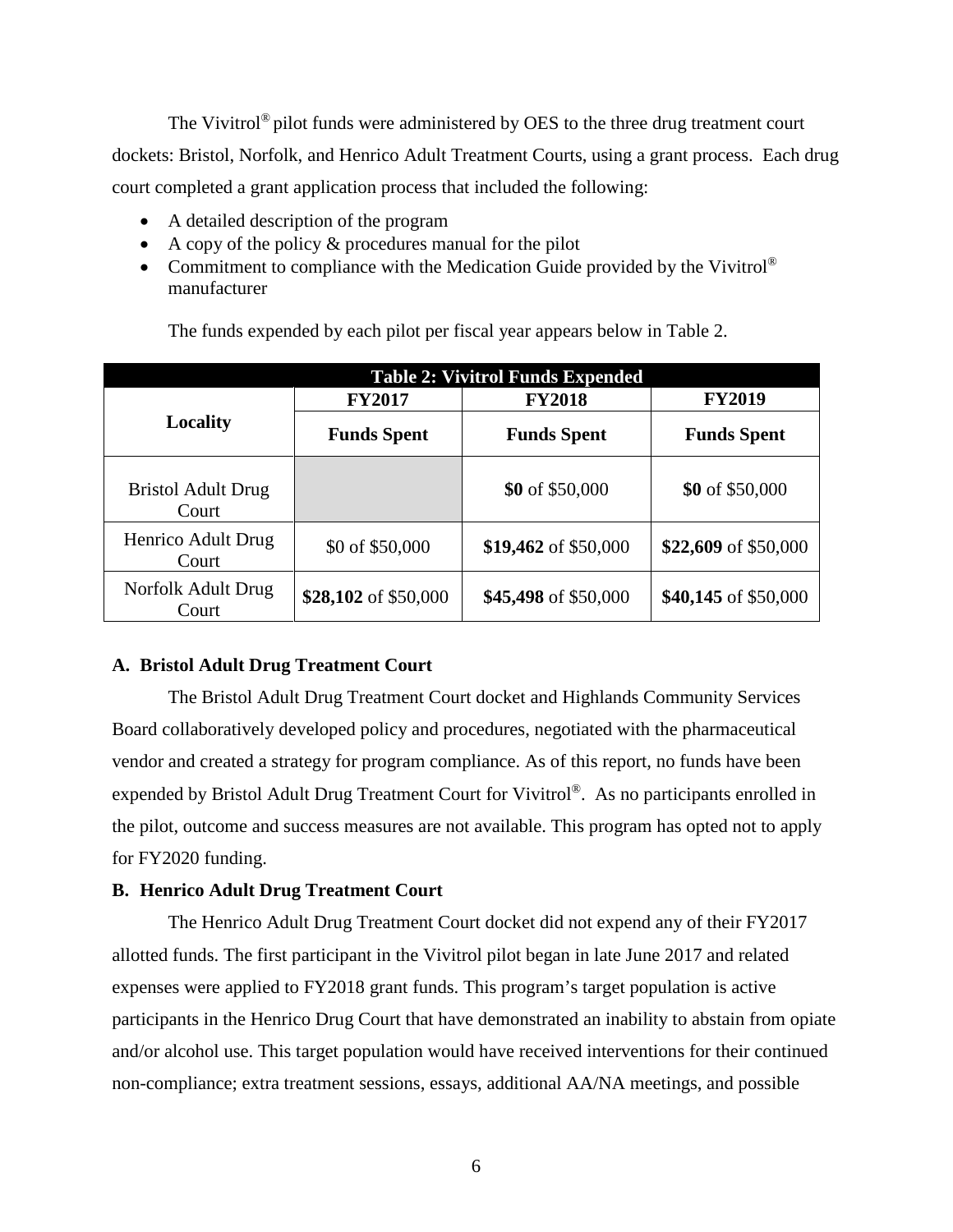The Vivitrol® pilot funds were administered by OES to the three drug treatment court dockets: Bristol, Norfolk, and Henrico Adult Treatment Courts, using a grant process. Each drug court completed a grant application process that included the following:

- A detailed description of the program
- A copy of the policy & procedures manual for the pilot
- Commitment to compliance with the Medication Guide provided by the Vivitrol® manufacturer

The funds expended by each pilot per fiscal year appears below in Table 2.

**Table 2: Vivitrol Funds Expended**

| Locality | FY2017 | FY2018 | FY2019 |
|---|---|---|---|
| | Funds Spent | Funds Spent | Funds Spent |
| Bristol Adult Drug Court | | **$0** of $50,000 | **$0** of $50,000 |
| Henrico Adult Drug Court | $0 of $50,000 | **$19,462** of $50,000 | **$22,609** of $50,000 |
| Norfolk Adult Drug Court | **$28,102** of $50,000 | **$45,498** of $50,000 | **$40,145** of $50,000 |

### A. Bristol Adult Drug Treatment Court

The Bristol Adult Drug Treatment Court docket and Highlands Community Services Board collaboratively developed policy and procedures, negotiated with the pharmaceutical vendor and created a strategy for program compliance. As of this report, no funds have been expended by Bristol Adult Drug Treatment Court for Vivitrol®. As no participants enrolled in the pilot, outcome and success measures are not available. This program has opted not to apply for FY2020 funding.

### B. Henrico Adult Drug Treatment Court

The Henrico Adult Drug Treatment Court docket did not expend any of their FY2017 allotted funds. The first participant in the Vivitrol pilot began in late June 2017 and related expenses were applied to FY2018 grant funds. This program's target population is active participants in the Henrico Drug Court that have demonstrated an inability to abstain from opiate and/or alcohol use. This target population would have received interventions for their continued non-compliance; extra treatment sessions, essays, additional AA/NA meetings, and possible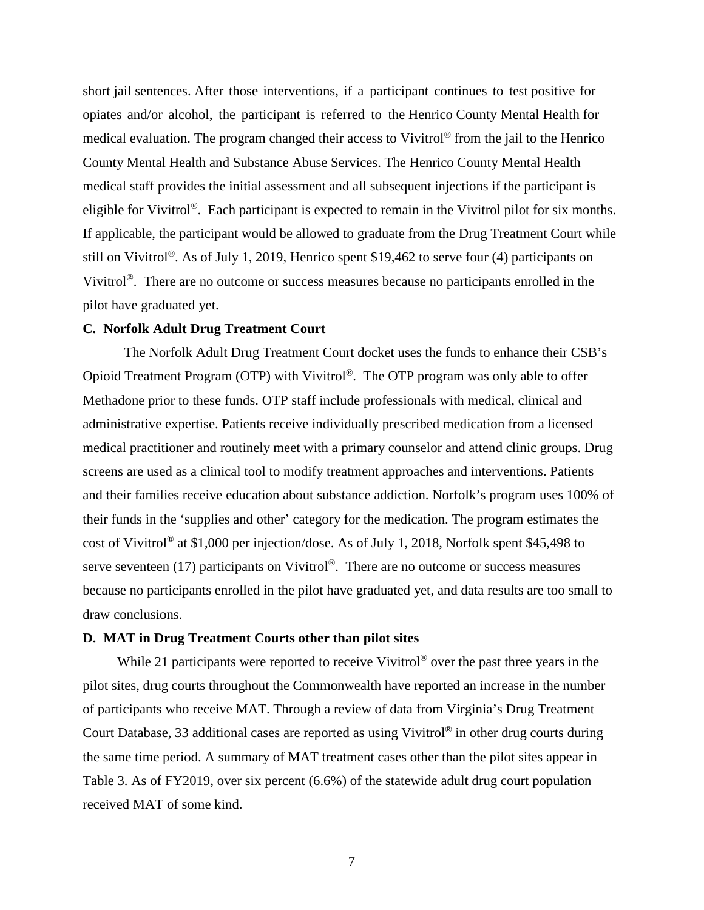short jail sentences. After those interventions, if a participant continues to test positive for opiates and/or alcohol, the participant is referred to the Henrico County Mental Health for medical evaluation. The program changed their access to Vivitrol® from the jail to the Henrico County Mental Health and Substance Abuse Services. The Henrico County Mental Health medical staff provides the initial assessment and all subsequent injections if the participant is eligible for Vivitrol®. Each participant is expected to remain in the Vivitrol pilot for six months. If applicable, the participant would be allowed to graduate from the Drug Treatment Court while still on Vivitrol®. As of July 1, 2019, Henrico spent $19,462 to serve four (4) participants on Vivitrol®. There are no outcome or success measures because no participants enrolled in the pilot have graduated yet.

### C. Norfolk Adult Drug Treatment Court

The Norfolk Adult Drug Treatment Court docket uses the funds to enhance their CSB's Opioid Treatment Program (OTP) with Vivitrol®. The OTP program was only able to offer Methadone prior to these funds. OTP staff include professionals with medical, clinical and administrative expertise. Patients receive individually prescribed medication from a licensed medical practitioner and routinely meet with a primary counselor and attend clinic groups. Drug screens are used as a clinical tool to modify treatment approaches and interventions. Patients and their families receive education about substance addiction. Norfolk's program uses 100% of their funds in the 'supplies and other' category for the medication. The program estimates the cost of Vivitrol® at $1,000 per injection/dose. As of July 1, 2018, Norfolk spent $45,498 to serve seventeen (17) participants on Vivitrol®. There are no outcome or success measures because no participants enrolled in the pilot have graduated yet, and data results are too small to draw conclusions.

### D. MAT in Drug Treatment Courts other than pilot sites

While 21 participants were reported to receive Vivitrol® over the past three years in the pilot sites, drug courts throughout the Commonwealth have reported an increase in the number of participants who receive MAT. Through a review of data from Virginia's Drug Treatment Court Database, 33 additional cases are reported as using Vivitrol® in other drug courts during the same time period. A summary of MAT treatment cases other than the pilot sites appear in Table 3. As of FY2019, over six percent (6.6%) of the statewide adult drug court population received MAT of some kind.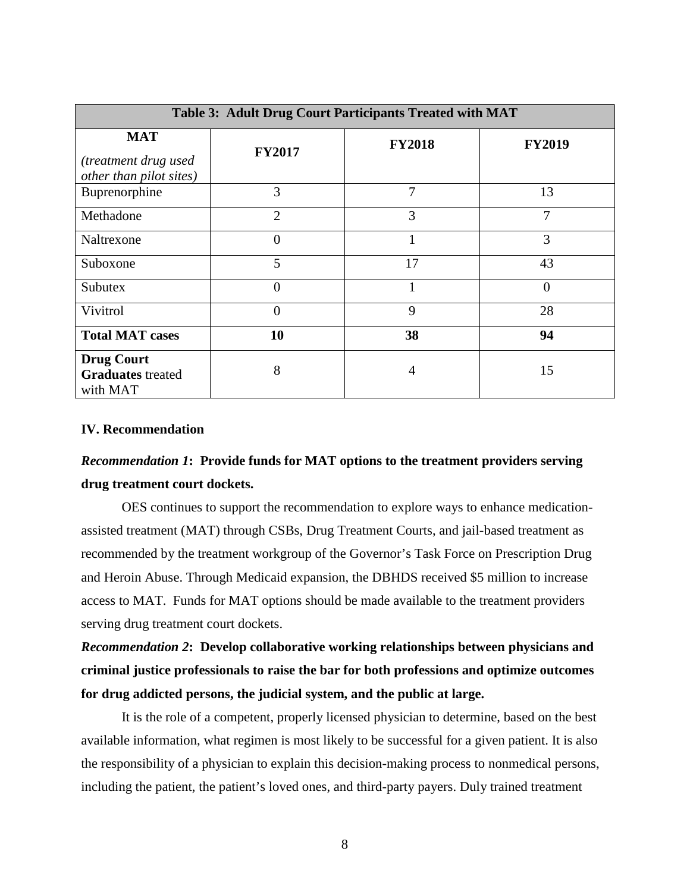| Table 3: Adult Drug Court Participants Treated with MAT | | | |
|---|---|---|---|
| **MAT** *(treatment drug used other than pilot sites)* | **FY2017** | **FY2018** | **FY2019** |
| Buprenorphine | 3 | 7 | 13 |
| Methadone | 2 | 3 | 7 |
| Naltrexone | 0 | 1 | 3 |
| Suboxone | 5 | 17 | 43 |
| Subutex | 0 | 1 | 0 |
| Vivitrol | 0 | 9 | 28 |
| **Total MAT cases** | **10** | **38** | **94** |
| **Drug Court Graduates** treated with MAT | 8 | 4 | 15 |

### IV. Recommendation

***Recommendation 1*: Provide funds for MAT options to the treatment providers serving drug treatment court dockets.**

OES continues to support the recommendation to explore ways to enhance medication-assisted treatment (MAT) through CSBs, Drug Treatment Courts, and jail-based treatment as recommended by the treatment workgroup of the Governor's Task Force on Prescription Drug and Heroin Abuse. Through Medicaid expansion, the DBHDS received $5 million to increase access to MAT. Funds for MAT options should be made available to the treatment providers serving drug treatment court dockets.

***Recommendation 2*: Develop collaborative working relationships between physicians and criminal justice professionals to raise the bar for both professions and optimize outcomes for drug addicted persons, the judicial system, and the public at large.**

It is the role of a competent, properly licensed physician to determine, based on the best available information, what regimen is most likely to be successful for a given patient. It is also the responsibility of a physician to explain this decision-making process to nonmedical persons, including the patient, the patient's loved ones, and third-party payers. Duly trained treatment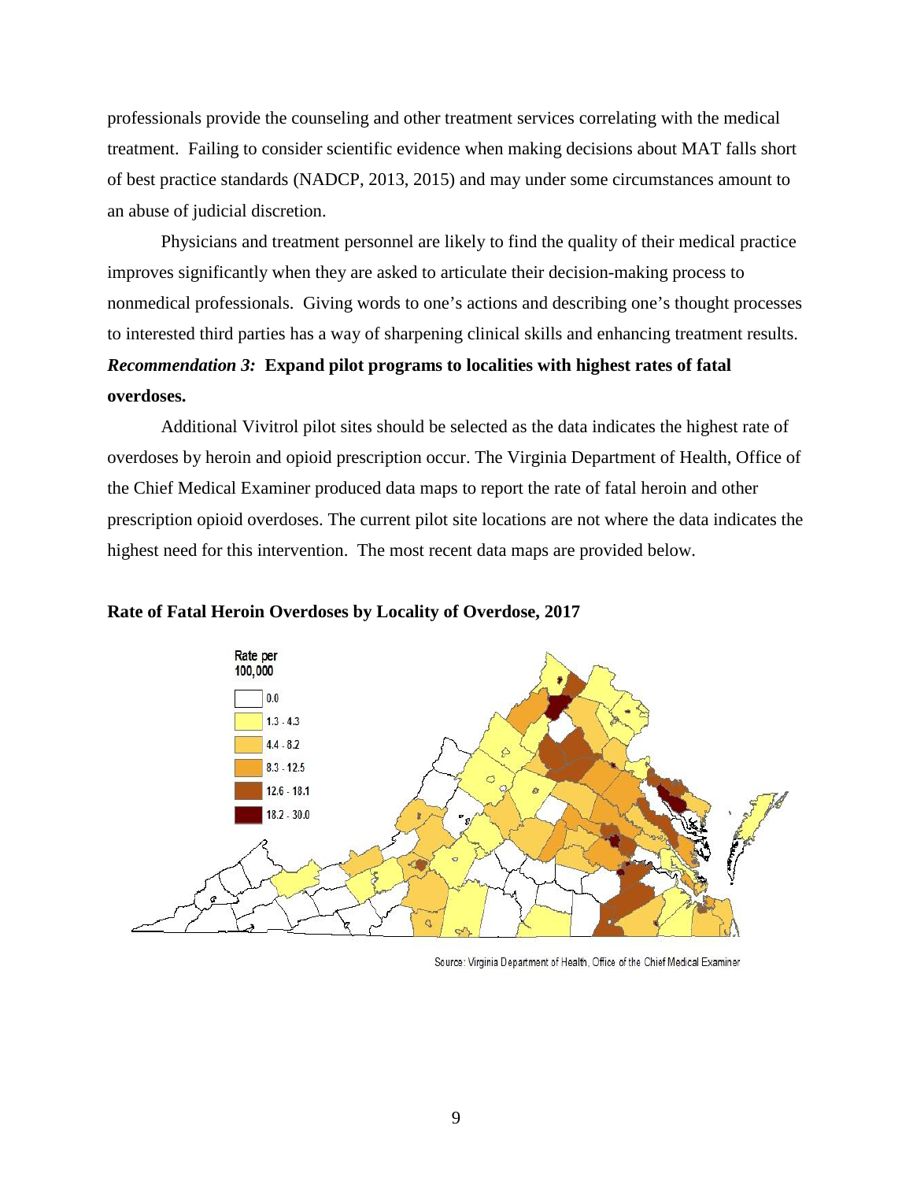professionals provide the counseling and other treatment services correlating with the medical treatment. Failing to consider scientific evidence when making decisions about MAT falls short of best practice standards (NADCP, 2013, 2015) and may under some circumstances amount to an abuse of judicial discretion.

Physicians and treatment personnel are likely to find the quality of their medical practice improves significantly when they are asked to articulate their decision-making process to nonmedical professionals. Giving words to one's actions and describing one's thought processes to interested third parties has a way of sharpening clinical skills and enhancing treatment results.

***Recommendation 3:*** **Expand pilot programs to localities with highest rates of fatal overdoses.**

Additional Vivitrol pilot sites should be selected as the data indicates the highest rate of overdoses by heroin and opioid prescription occur. The Virginia Department of Health, Office of the Chief Medical Examiner produced data maps to report the rate of fatal heroin and other prescription opioid overdoses. The current pilot site locations are not where the data indicates the highest need for this intervention. The most recent data maps are provided below.

**Rate of Fatal Heroin Overdoses by Locality of Overdose, 2017**

Rate per 100,000

0.0

1.3 - 4.3

4.4 - 8.2

8.3 - 12.5

12.6 - 18.1

18.2 - 30.0

Source: Virginia Department of Health, Office of the Chief Medical Examiner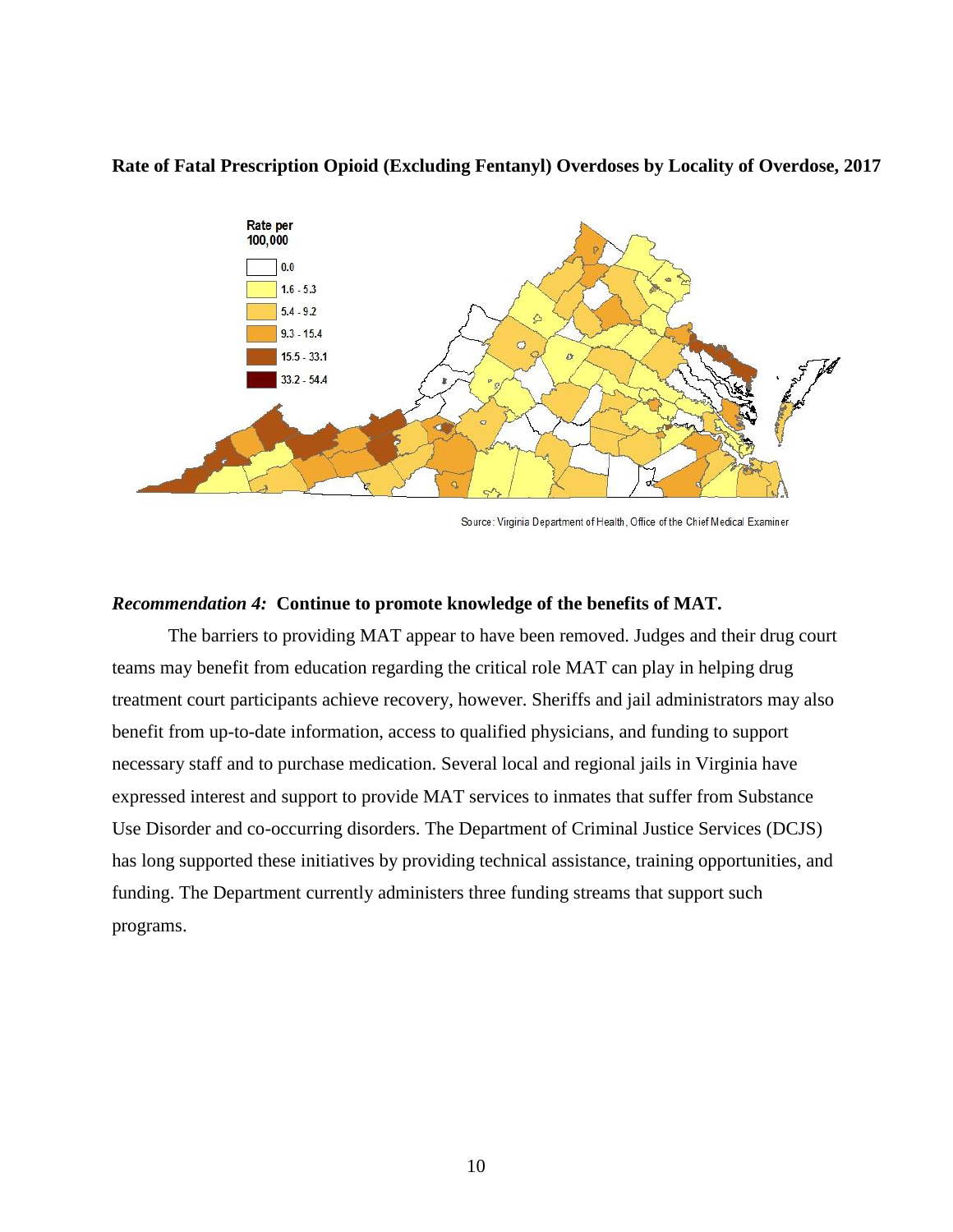**Rate of Fatal Prescription Opioid (Excluding Fentanyl) Overdoses by Locality of Overdose, 2017**

Rate per 100,000

0.0

1.6 - 5.3

5.4 - 9.2

9.3 - 15.4

15.5 - 33.1

33.2 - 54.4

Source: Virginia Department of Health, Office of the Chief Medical Examiner

### *Recommendation 4:* Continue to promote knowledge of the benefits of MAT.

The barriers to providing MAT appear to have been removed. Judges and their drug court teams may benefit from education regarding the critical role MAT can play in helping drug treatment court participants achieve recovery, however. Sheriffs and jail administrators may also benefit from up-to-date information, access to qualified physicians, and funding to support necessary staff and to purchase medication. Several local and regional jails in Virginia have expressed interest and support to provide MAT services to inmates that suffer from Substance Use Disorder and co-occurring disorders. The Department of Criminal Justice Services (DCJS) has long supported these initiatives by providing technical assistance, training opportunities, and funding. The Department currently administers three funding streams that support such programs.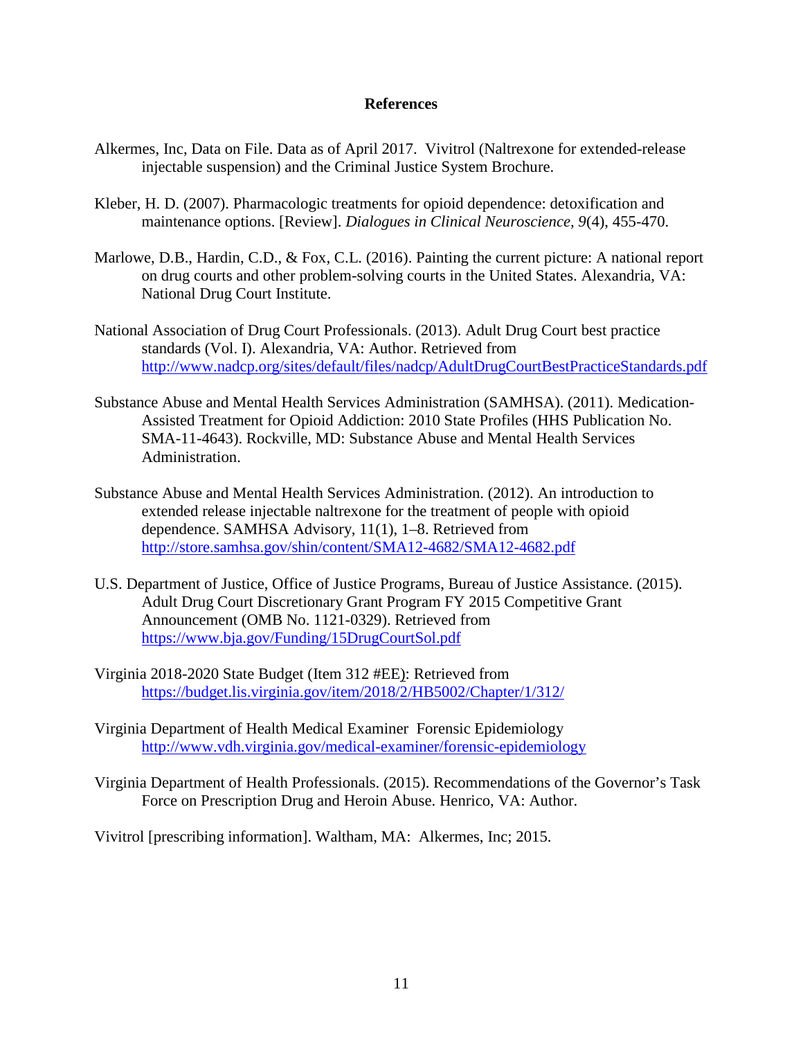# References

Alkermes, Inc, Data on File. Data as of April 2017. Vivitrol (Naltrexone for extended-release injectable suspension) and the Criminal Justice System Brochure.

Kleber, H. D. (2007). Pharmacologic treatments for opioid dependence: detoxification and maintenance options. [Review]. *Dialogues in Clinical Neuroscience, 9*(4), 455-470.

Marlowe, D.B., Hardin, C.D., & Fox, C.L. (2016). Painting the current picture: A national report on drug courts and other problem-solving courts in the United States. Alexandria, VA: National Drug Court Institute.

National Association of Drug Court Professionals. (2013). Adult Drug Court best practice standards (Vol. I). Alexandria, VA: Author. Retrieved from http://www.nadcp.org/sites/default/files/nadcp/AdultDrugCourtBestPracticeStandards.pdf

Substance Abuse and Mental Health Services Administration (SAMHSA). (2011). Medication-Assisted Treatment for Opioid Addiction: 2010 State Profiles (HHS Publication No. SMA-11-4643). Rockville, MD: Substance Abuse and Mental Health Services Administration.

Substance Abuse and Mental Health Services Administration. (2012). An introduction to extended release injectable naltrexone for the treatment of people with opioid dependence. SAMHSA Advisory, 11(1), 1–8. Retrieved from http://store.samhsa.gov/shin/content/SMA12-4682/SMA12-4682.pdf

U.S. Department of Justice, Office of Justice Programs, Bureau of Justice Assistance. (2015). Adult Drug Court Discretionary Grant Program FY 2015 Competitive Grant Announcement (OMB No. 1121-0329). Retrieved from https://www.bja.gov/Funding/15DrugCourtSol.pdf

Virginia 2018-2020 State Budget (Item 312 #EE): Retrieved from https://budget.lis.virginia.gov/item/2018/2/HB5002/Chapter/1/312/

Virginia Department of Health Medical Examiner Forensic Epidemiology http://www.vdh.virginia.gov/medical-examiner/forensic-epidemiology

Virginia Department of Health Professionals. (2015). Recommendations of the Governor's Task Force on Prescription Drug and Heroin Abuse. Henrico, VA: Author.

Vivitrol [prescribing information]. Waltham, MA: Alkermes, Inc; 2015.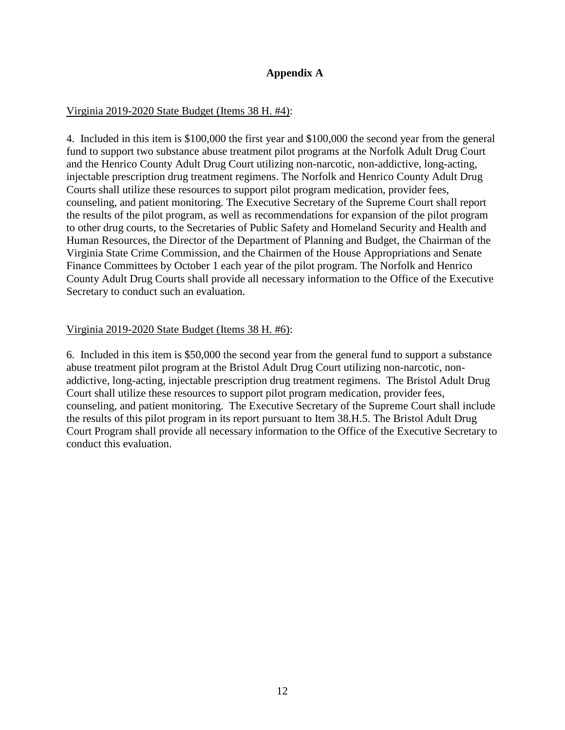# Appendix A

<u>Virginia 2019-2020 State Budget (Items 38 H. #4)</u>:

4. Included in this item is $100,000 the first year and $100,000 the second year from the general fund to support two substance abuse treatment pilot programs at the Norfolk Adult Drug Court and the Henrico County Adult Drug Court utilizing non-narcotic, non-addictive, long-acting, injectable prescription drug treatment regimens. The Norfolk and Henrico County Adult Drug Courts shall utilize these resources to support pilot program medication, provider fees, counseling, and patient monitoring. The Executive Secretary of the Supreme Court shall report the results of the pilot program, as well as recommendations for expansion of the pilot program to other drug courts, to the Secretaries of Public Safety and Homeland Security and Health and Human Resources, the Director of the Department of Planning and Budget, the Chairman of the Virginia State Crime Commission, and the Chairmen of the House Appropriations and Senate Finance Committees by October 1 each year of the pilot program. The Norfolk and Henrico County Adult Drug Courts shall provide all necessary information to the Office of the Executive Secretary to conduct such an evaluation.

<u>Virginia 2019-2020 State Budget (Items 38 H. #6)</u>:

6. Included in this item is $50,000 the second year from the general fund to support a substance abuse treatment pilot program at the Bristol Adult Drug Court utilizing non-narcotic, non-addictive, long-acting, injectable prescription drug treatment regimens. The Bristol Adult Drug Court shall utilize these resources to support pilot program medication, provider fees, counseling, and patient monitoring. The Executive Secretary of the Supreme Court shall include the results of this pilot program in its report pursuant to Item 38.H.5. The Bristol Adult Drug Court Program shall provide all necessary information to the Office of the Executive Secretary to conduct this evaluation.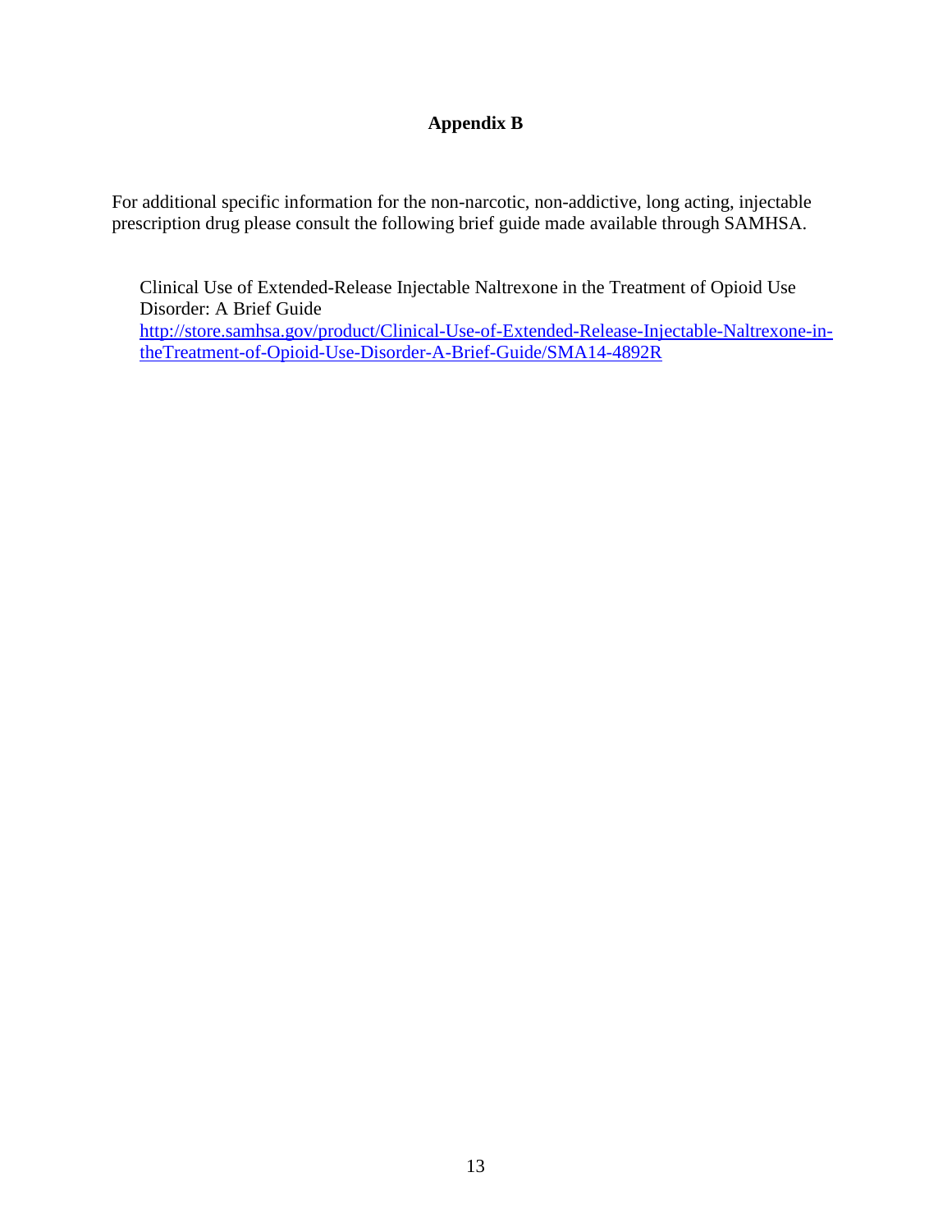# Appendix B

For additional specific information for the non-narcotic, non-addictive, long acting, injectable prescription drug please consult the following brief guide made available through SAMHSA.

Clinical Use of Extended-Release Injectable Naltrexone in the Treatment of Opioid Use Disorder: A Brief Guide
http://store.samhsa.gov/product/Clinical-Use-of-Extended-Release-Injectable-Naltrexone-in-theTreatment-of-Opioid-Use-Disorder-A-Brief-Guide/SMA14-4892R